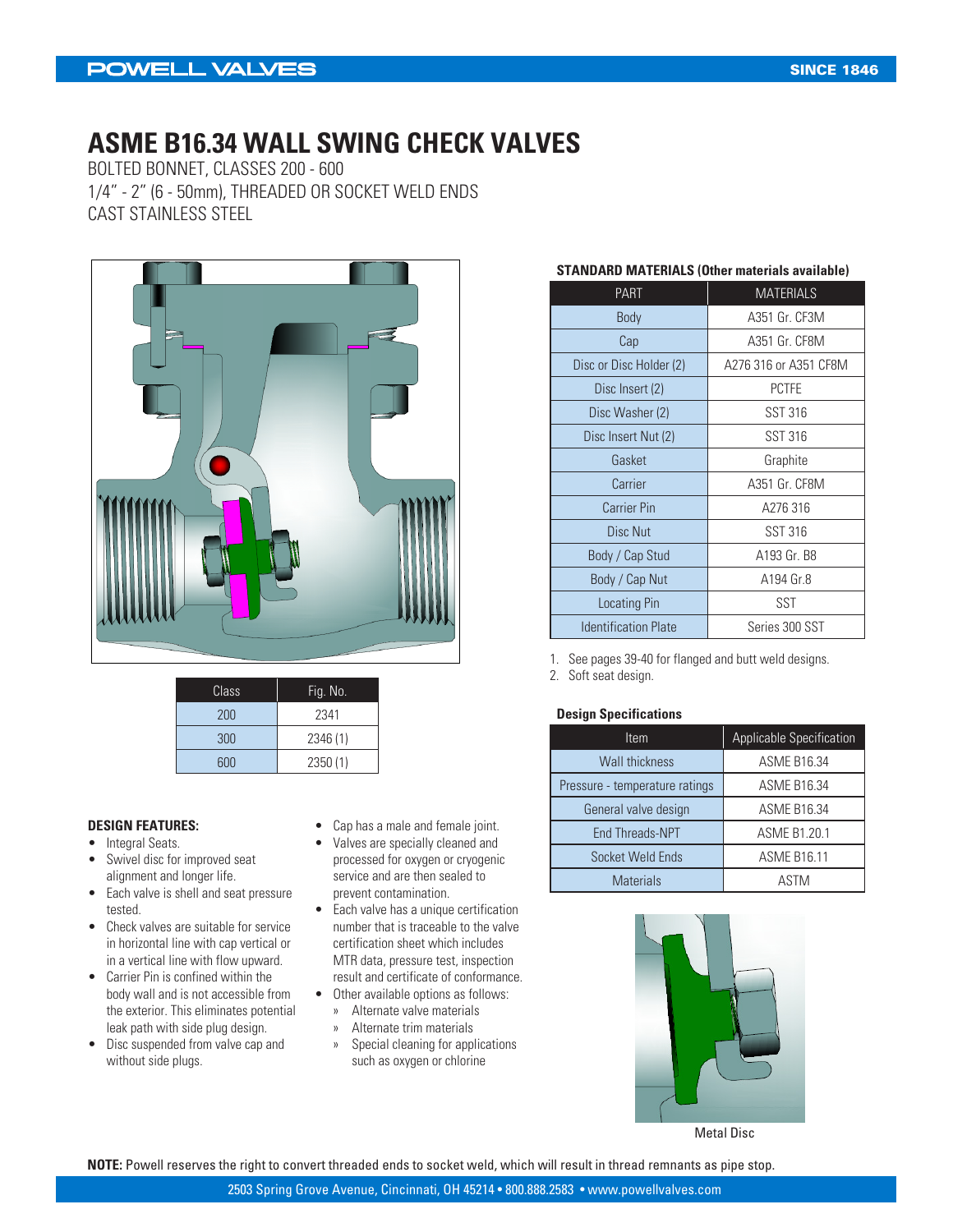# ASME B16.34 WALL SWING CHECK VALVES

BOLTED BONNET, CLASSES 200 - 600

1/4" - 2" (6 - 50mm), THREADED OR SOCKET WELD ENDS

CAST STAINLESS STEEL

| Class | Fig. No. |
|---|---|
| 200 | 2341 |
| 300 | 2346 (1) |
| 600 | 2350 (1) |

**DESIGN FEATURES:**

- Integral Seats.
- Swivel disc for improved seat alignment and longer life.
- Each valve is shell and seat pressure tested.
- Check valves are suitable for service in horizontal line with cap vertical or in a vertical line with flow upward.
- Carrier Pin is confined within the body wall and is not accessible from the exterior. This eliminates potential leak path with side plug design.
- Disc suspended from valve cap and without side plugs.
- Cap has a male and female joint.
- Valves are specially cleaned and processed for oxygen or cryogenic service and are then sealed to prevent contamination.
- Each valve has a unique certification number that is traceable to the valve certification sheet which includes MTR data, pressure test, inspection result and certificate of conformance.
- Other available options as follows:
  - » Alternate valve materials
  - » Alternate trim materials
  - » Special cleaning for applications such as oxygen or chlorine

**STANDARD MATERIALS (Other materials available)**

| PART | MATERIALS |
|---|---|
| Body | A351 Gr. CF3M |
| Cap | A351 Gr. CF8M |
| Disc or Disc Holder (2) | A276 316 or A351 CF8M |
| Disc Insert (2) | PCTFE |
| Disc Washer (2) | SST 316 |
| Disc Insert Nut (2) | SST 316 |
| Gasket | Graphite |
| Carrier | A351 Gr. CF8M |
| Carrier Pin | A276 316 |
| Disc Nut | SST 316 |
| Body / Cap Stud | A193 Gr. B8 |
| Body / Cap Nut | A194 Gr.8 |
| Locating Pin | SST |
| Identification Plate | Series 300 SST |

1. See pages 39-40 for flanged and butt weld designs.
2. Soft seat design.

**Design Specifications**

| Item | Applicable Specification |
|---|---|
| Wall thickness | ASME B16.34 |
| Pressure - temperature ratings | ASME B16.34 |
| General valve design | ASME B16.34 |
| End Threads-NPT | ASME B1.20.1 |
| Socket Weld Ends | ASME B16.11 |
| Materials | ASTM |

Metal Disc

**NOTE:** Powell reserves the right to convert threaded ends to socket weld, which will result in thread remnants as pipe stop.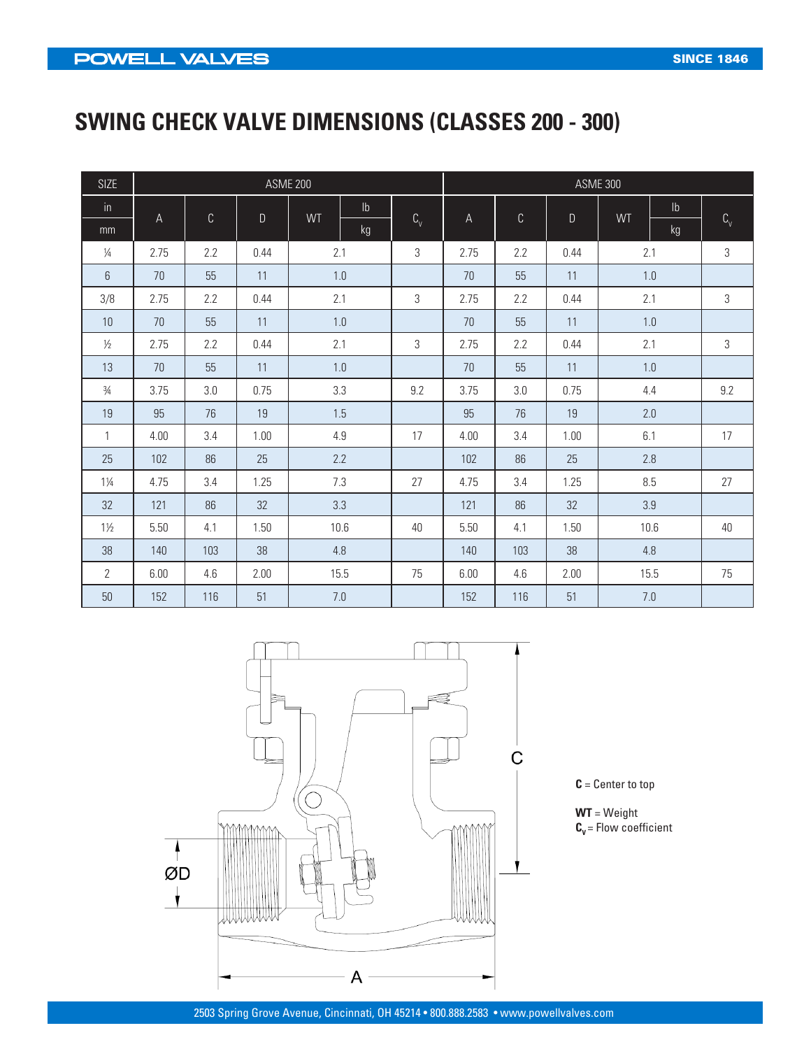# SWING CHECK VALVE DIMENSIONS (CLASSES 200 - 300)

| SIZE | ASME 200 | | | | | ASME 300 | | | | |
|---|---|---|---|---|---|---|---|---|---|---|
| in / mm | A | C | D | WT lb / kg | $C_v$ | A | C | D | WT lb / kg | $C_v$ |
| ¼ | 2.75 | 2.2 | 0.44 | 2.1 | 3 | 2.75 | 2.2 | 0.44 | 2.1 | 3 |
| 6 | 70 | 55 | 11 | 1.0 | | 70 | 55 | 11 | 1.0 | |
| 3/8 | 2.75 | 2.2 | 0.44 | 2.1 | 3 | 2.75 | 2.2 | 0.44 | 2.1 | 3 |
| 10 | 70 | 55 | 11 | 1.0 | | 70 | 55 | 11 | 1.0 | |
| ½ | 2.75 | 2.2 | 0.44 | 2.1 | 3 | 2.75 | 2.2 | 0.44 | 2.1 | 3 |
| 13 | 70 | 55 | 11 | 1.0 | | 70 | 55 | 11 | 1.0 | |
| ¾ | 3.75 | 3.0 | 0.75 | 3.3 | 9.2 | 3.75 | 3.0 | 0.75 | 4.4 | 9.2 |
| 19 | 95 | 76 | 19 | 1.5 | | 95 | 76 | 19 | 2.0 | |
| 1 | 4.00 | 3.4 | 1.00 | 4.9 | 17 | 4.00 | 3.4 | 1.00 | 6.1 | 17 |
| 25 | 102 | 86 | 25 | 2.2 | | 102 | 86 | 25 | 2.8 | |
| 1¼ | 4.75 | 3.4 | 1.25 | 7.3 | 27 | 4.75 | 3.4 | 1.25 | 8.5 | 27 |
| 32 | 121 | 86 | 32 | 3.3 | | 121 | 86 | 32 | 3.9 | |
| 1½ | 5.50 | 4.1 | 1.50 | 10.6 | 40 | 5.50 | 4.1 | 1.50 | 10.6 | 40 |
| 38 | 140 | 103 | 38 | 4.8 | | 140 | 103 | 38 | 4.8 | |
| 2 | 6.00 | 4.6 | 2.00 | 15.5 | 75 | 6.00 | 4.6 | 2.00 | 15.5 | 75 |
| 50 | 152 | 116 | 51 | 7.0 | | 152 | 116 | 51 | 7.0 | |

**C** = Center to top

**WT** = Weight

**$C_v$** = Flow coefficient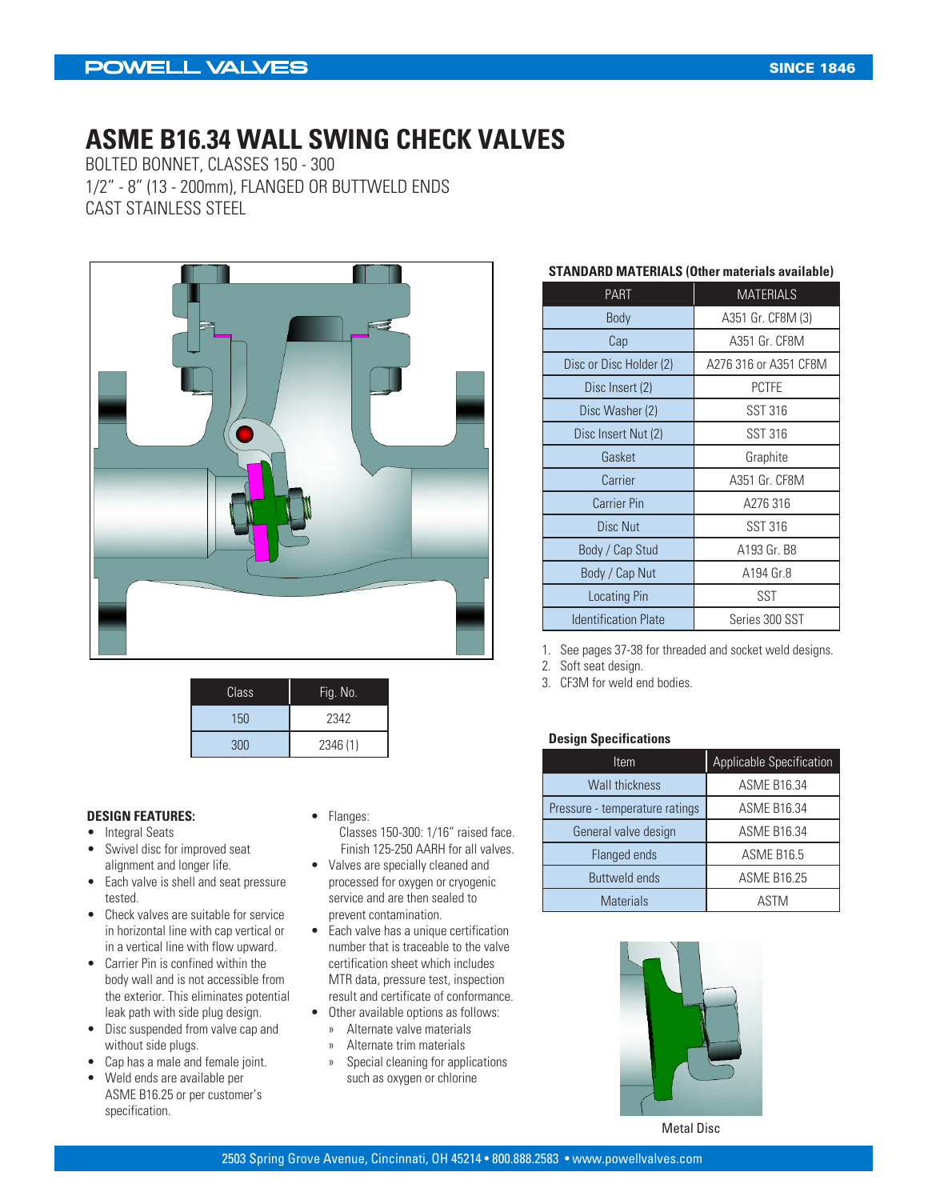# ASME B16.34 WALL SWING CHECK VALVES

BOLTED BONNET, CLASSES 150 - 300
1/2" - 8" (13 - 200mm), FLANGED OR BUTTWELD ENDS
CAST STAINLESS STEEL

| Class | Fig. No. |
|---|---|
| 150 | 2342 |
| 300 | 2346 (1) |

**STANDARD MATERIALS (Other materials available)**

| PART | MATERIALS |
|---|---|
| Body | A351 Gr. CF8M (3) |
| Cap | A351 Gr. CF8M |
| Disc or Disc Holder (2) | A276 316 or A351 CF8M |
| Disc Insert (2) | PCTFE |
| Disc Washer (2) | SST 316 |
| Disc Insert Nut (2) | SST 316 |
| Gasket | Graphite |
| Carrier | A351 Gr. CF8M |
| Carrier Pin | A276 316 |
| Disc Nut | SST 316 |
| Body / Cap Stud | A193 Gr. B8 |
| Body / Cap Nut | A194 Gr.8 |
| Locating Pin | SST |
| Identification Plate | Series 300 SST |

1. See pages 37-38 for threaded and socket weld designs.
2. Soft seat design.
3. CF3M for weld end bodies.

**Design Specifications**

| Item | Applicable Specification |
|---|---|
| Wall thickness | ASME B16.34 |
| Pressure - temperature ratings | ASME B16.34 |
| General valve design | ASME B16.34 |
| Flanged ends | ASME B16.5 |
| Buttweld ends | ASME B16.25 |
| Materials | ASTM |

Metal Disc

**DESIGN FEATURES:**

- Integral Seats
- Swivel disc for improved seat alignment and longer life.
- Each valve is shell and seat pressure tested.
- Check valves are suitable for service in horizontal line with cap vertical or in a vertical line with flow upward.
- Carrier Pin is confined within the body wall and is not accessible from the exterior. This eliminates potential leak path with side plug design.
- Disc suspended from valve cap and without side plugs.
- Cap has a male and female joint.
- Weld ends are available per ASME B16.25 or per customer's specification.
- Flanges:
  Classes 150-300: 1/16" raised face. Finish 125-250 AARH for all valves.
- Valves are specially cleaned and processed for oxygen or cryogenic service and are then sealed to prevent contamination.
- Each valve has a unique certification number that is traceable to the valve certification sheet which includes MTR data, pressure test, inspection result and certificate of conformance.
- Other available options as follows:
  - Alternate valve materials
  - Alternate trim materials
  - Special cleaning for applications such as oxygen or chlorine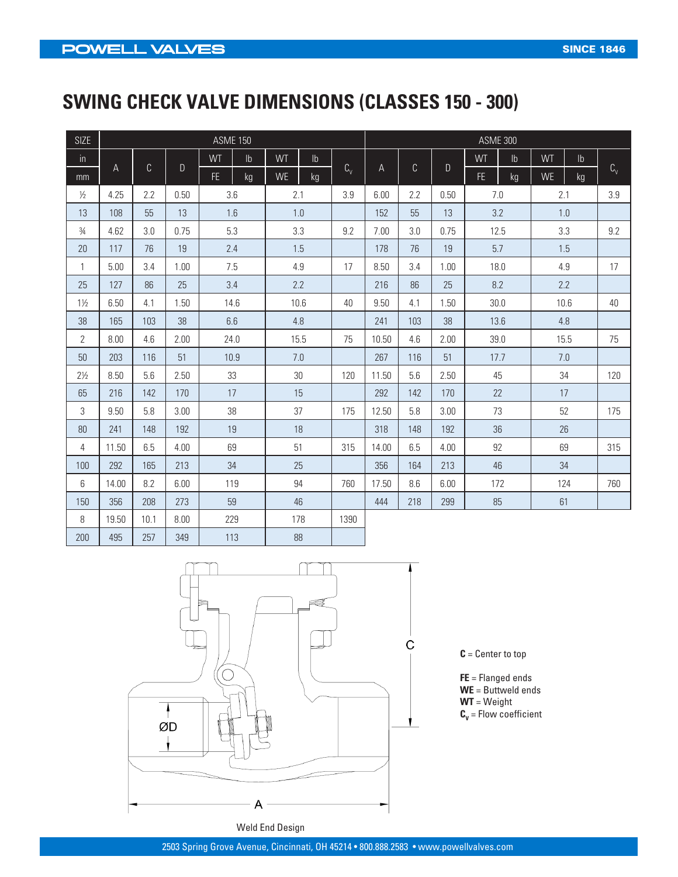# SWING CHECK VALVE DIMENSIONS (CLASSES 150 - 300)

| SIZE | ASME 150 | | | | | | | | ASME 300 | | | | | | | |
|---|---|---|---|---|---|---|---|---|---|---|---|---|---|---|---|---|
| in | A | C | D | WT FE | lb | WT WE | lb | $C_v$ | A | C | D | WT FE | lb | WT WE | lb | $C_v$ |
| mm | | | | FE | kg | WE | kg | | | | | FE | kg | WE | kg | |
| ½ | 4.25 | 2.2 | 0.50 | 3.6 | | 2.1 | | 3.9 | 6.00 | 2.2 | 0.50 | 7.0 | | 2.1 | | 3.9 |
| 13 | 108 | 55 | 13 | 1.6 | | 1.0 | | | 152 | 55 | 13 | 3.2 | | 1.0 | | |
| ¾ | 4.62 | 3.0 | 0.75 | 5.3 | | 3.3 | | 9.2 | 7.00 | 3.0 | 0.75 | 12.5 | | 3.3 | | 9.2 |
| 20 | 117 | 76 | 19 | 2.4 | | 1.5 | | | 178 | 76 | 19 | 5.7 | | 1.5 | | |
| 1 | 5.00 | 3.4 | 1.00 | 7.5 | | 4.9 | | 17 | 8.50 | 3.4 | 1.00 | 18.0 | | 4.9 | | 17 |
| 25 | 127 | 86 | 25 | 3.4 | | 2.2 | | | 216 | 86 | 25 | 8.2 | | 2.2 | | |
| 1½ | 6.50 | 4.1 | 1.50 | 14.6 | | 10.6 | | 40 | 9.50 | 4.1 | 1.50 | 30.0 | | 10.6 | | 40 |
| 38 | 165 | 103 | 38 | 6.6 | | 4.8 | | | 241 | 103 | 38 | 13.6 | | 4.8 | | |
| 2 | 8.00 | 4.6 | 2.00 | 24.0 | | 15.5 | | 75 | 10.50 | 4.6 | 2.00 | 39.0 | | 15.5 | | 75 |
| 50 | 203 | 116 | 51 | 10.9 | | 7.0 | | | 267 | 116 | 51 | 17.7 | | 7.0 | | |
| 2½ | 8.50 | 5.6 | 2.50 | 33 | | 30 | | 120 | 11.50 | 5.6 | 2.50 | 45 | | 34 | | 120 |
| 65 | 216 | 142 | 170 | 17 | | 15 | | | 292 | 142 | 170 | 22 | | 17 | | |
| 3 | 9.50 | 5.8 | 3.00 | 38 | | 37 | | 175 | 12.50 | 5.8 | 3.00 | 73 | | 52 | | 175 |
| 80 | 241 | 148 | 192 | 19 | | 18 | | | 318 | 148 | 192 | 36 | | 26 | | |
| 4 | 11.50 | 6.5 | 4.00 | 69 | | 51 | | 315 | 14.00 | 6.5 | 4.00 | 92 | | 69 | | 315 |
| 100 | 292 | 165 | 213 | 34 | | 25 | | | 356 | 164 | 213 | 46 | | 34 | | |
| 6 | 14.00 | 8.2 | 6.00 | 119 | | 94 | | 760 | 17.50 | 8.6 | 6.00 | 172 | | 124 | | 760 |
| 150 | 356 | 208 | 273 | 59 | | 46 | | | 444 | 218 | 299 | 85 | | 61 | | |
| 8 | 19.50 | 10.1 | 8.00 | 229 | | 178 | | 1390 | | | | | | | | |
| 200 | 495 | 257 | 349 | 113 | | 88 | | | | | | | | | | |

Weld End Design

**C** = Center to top

**FE** = Flanged ends
**WE** = Buttweld ends
**WT** = Weight
**$C_v$** = Flow coefficient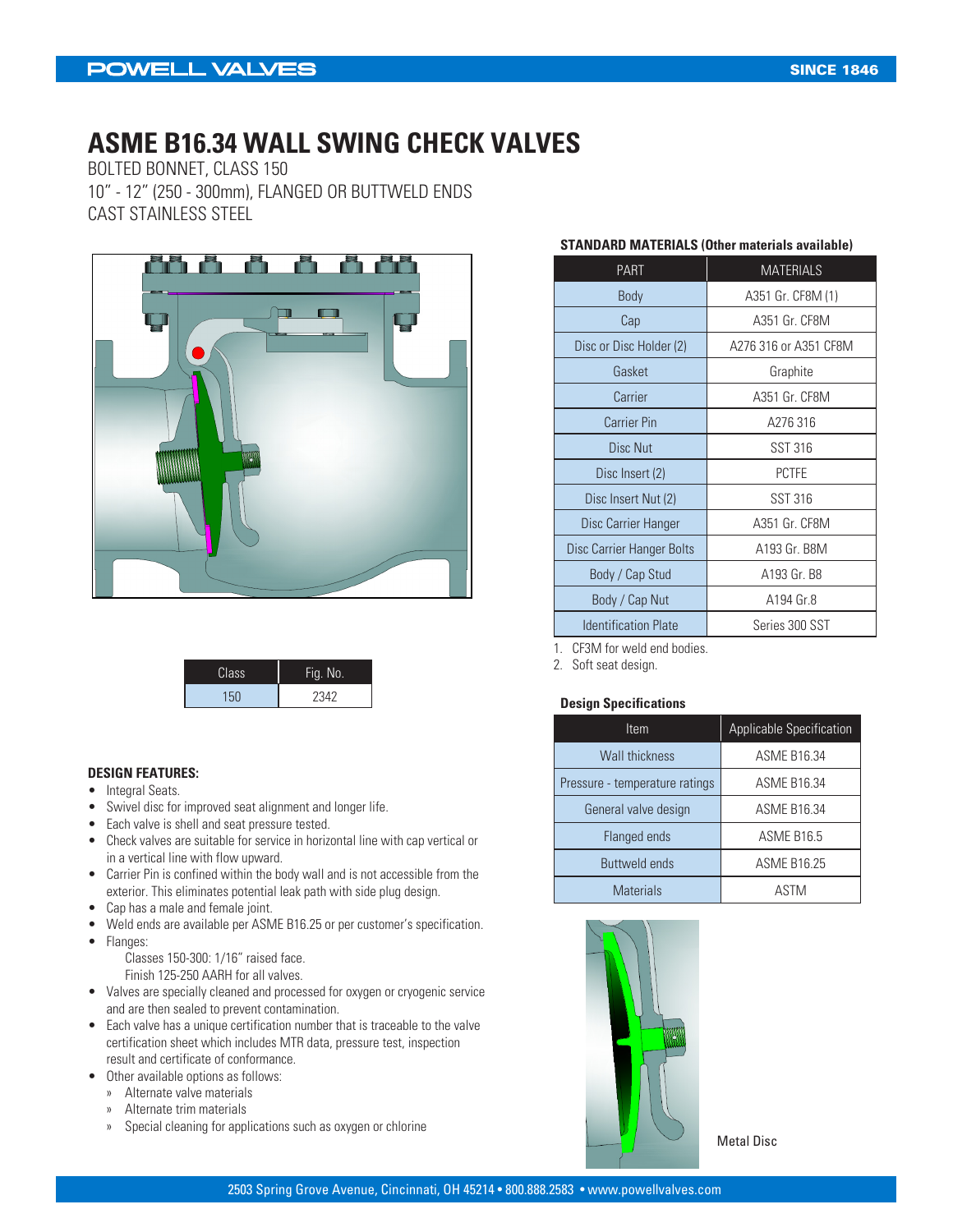# ASME B16.34 WALL SWING CHECK VALVES

BOLTED BONNET, CLASS 150
10" - 12" (250 - 300mm), FLANGED OR BUTTWELD ENDS
CAST STAINLESS STEEL

| Class | Fig. No. |
|---|---|
| 150 | 2342 |

**DESIGN FEATURES:**

- Integral Seats.
- Swivel disc for improved seat alignment and longer life.
- Each valve is shell and seat pressure tested.
- Check valves are suitable for service in horizontal line with cap vertical or in a vertical line with flow upward.
- Carrier Pin is confined within the body wall and is not accessible from the exterior. This eliminates potential leak path with side plug design.
- Cap has a male and female joint.
- Weld ends are available per ASME B16.25 or per customer's specification.
- Flanges:
  - Classes 150-300: 1/16" raised face.
  - Finish 125-250 AARH for all valves.
- Valves are specially cleaned and processed for oxygen or cryogenic service and are then sealed to prevent contamination.
- Each valve has a unique certification number that is traceable to the valve certification sheet which includes MTR data, pressure test, inspection result and certificate of conformance.
- Other available options as follows:
  - » Alternate valve materials
  - » Alternate trim materials
  - » Special cleaning for applications such as oxygen or chlorine

**STANDARD MATERIALS (Other materials available)**

| PART | MATERIALS |
|---|---|
| Body | A351 Gr. CF8M (1) |
| Cap | A351 Gr. CF8M |
| Disc or Disc Holder (2) | A276 316 or A351 CF8M |
| Gasket | Graphite |
| Carrier | A351 Gr. CF8M |
| Carrier Pin | A276 316 |
| Disc Nut | SST 316 |
| Disc Insert (2) | PCTFE |
| Disc Insert Nut (2) | SST 316 |
| Disc Carrier Hanger | A351 Gr. CF8M |
| Disc Carrier Hanger Bolts | A193 Gr. B8M |
| Body / Cap Stud | A193 Gr. B8 |
| Body / Cap Nut | A194 Gr.8 |
| Identification Plate | Series 300 SST |

1. CF3M for weld end bodies.
2. Soft seat design.

**Design Specifications**

| Item | Applicable Specification |
|---|---|
| Wall thickness | ASME B16.34 |
| Pressure - temperature ratings | ASME B16.34 |
| General valve design | ASME B16.34 |
| Flanged ends | ASME B16.5 |
| Buttweld ends | ASME B16.25 |
| Materials | ASTM |

Metal Disc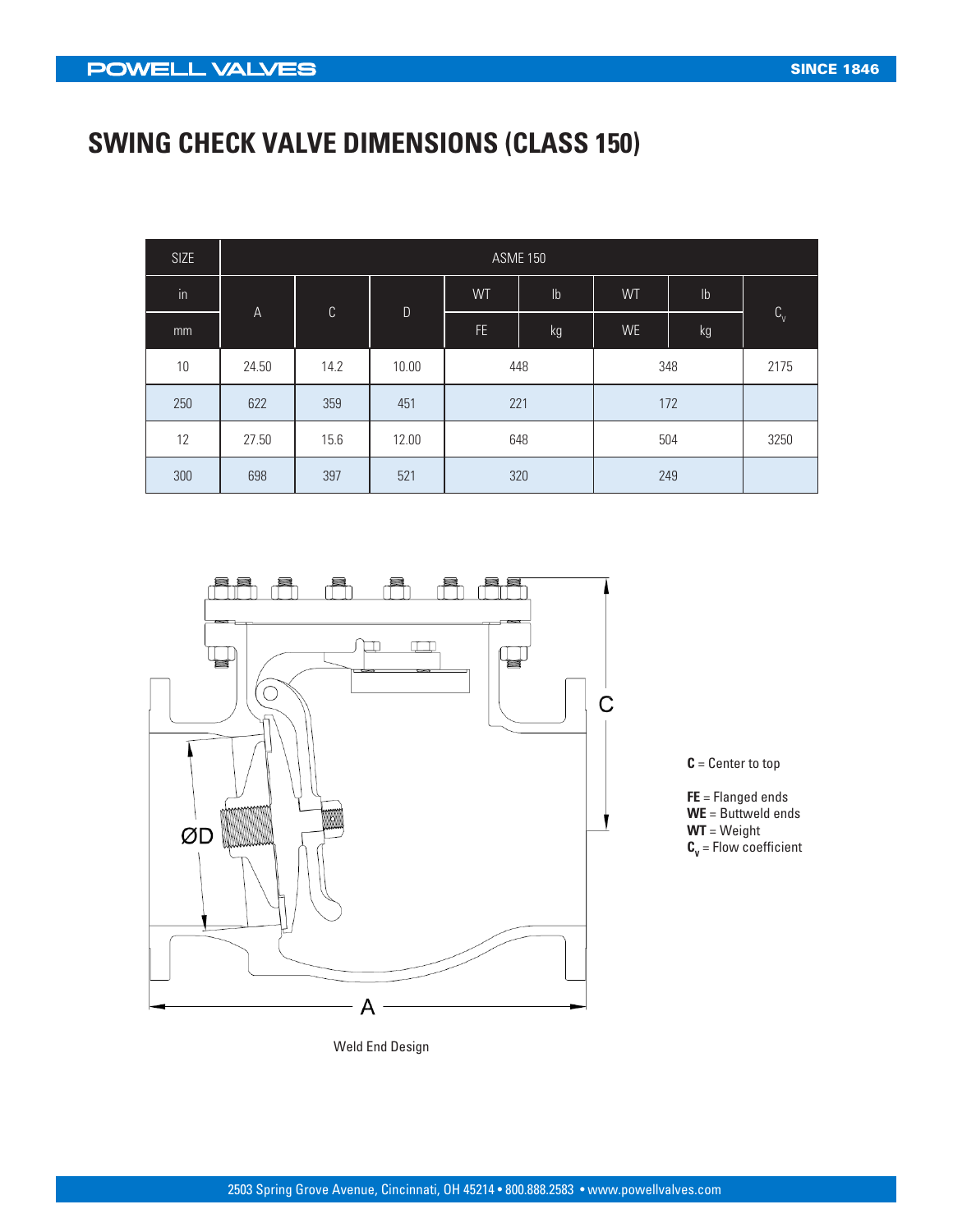# SWING CHECK VALVE DIMENSIONS (CLASS 150)

| SIZE | ASME 150 | | | | | | | |
|---|---|---|---|---|---|---|---|---|
| in | A | C | D | WT | lb | WT | lb | $C_v$ |
| mm | | | | FE | kg | WE | kg | |
| 10 | 24.50 | 14.2 | 10.00 | 448 | | 348 | | 2175 |
| 250 | 622 | 359 | 451 | 221 | | 172 | | |
| 12 | 27.50 | 15.6 | 12.00 | 648 | | 504 | | 3250 |
| 300 | 698 | 397 | 521 | 320 | | 249 | | |

C

ØD

A

Weld End Design

**C** = Center to top

**FE** = Flanged ends
**WE** = Buttweld ends
**WT** = Weight
**$C_v$** = Flow coefficient